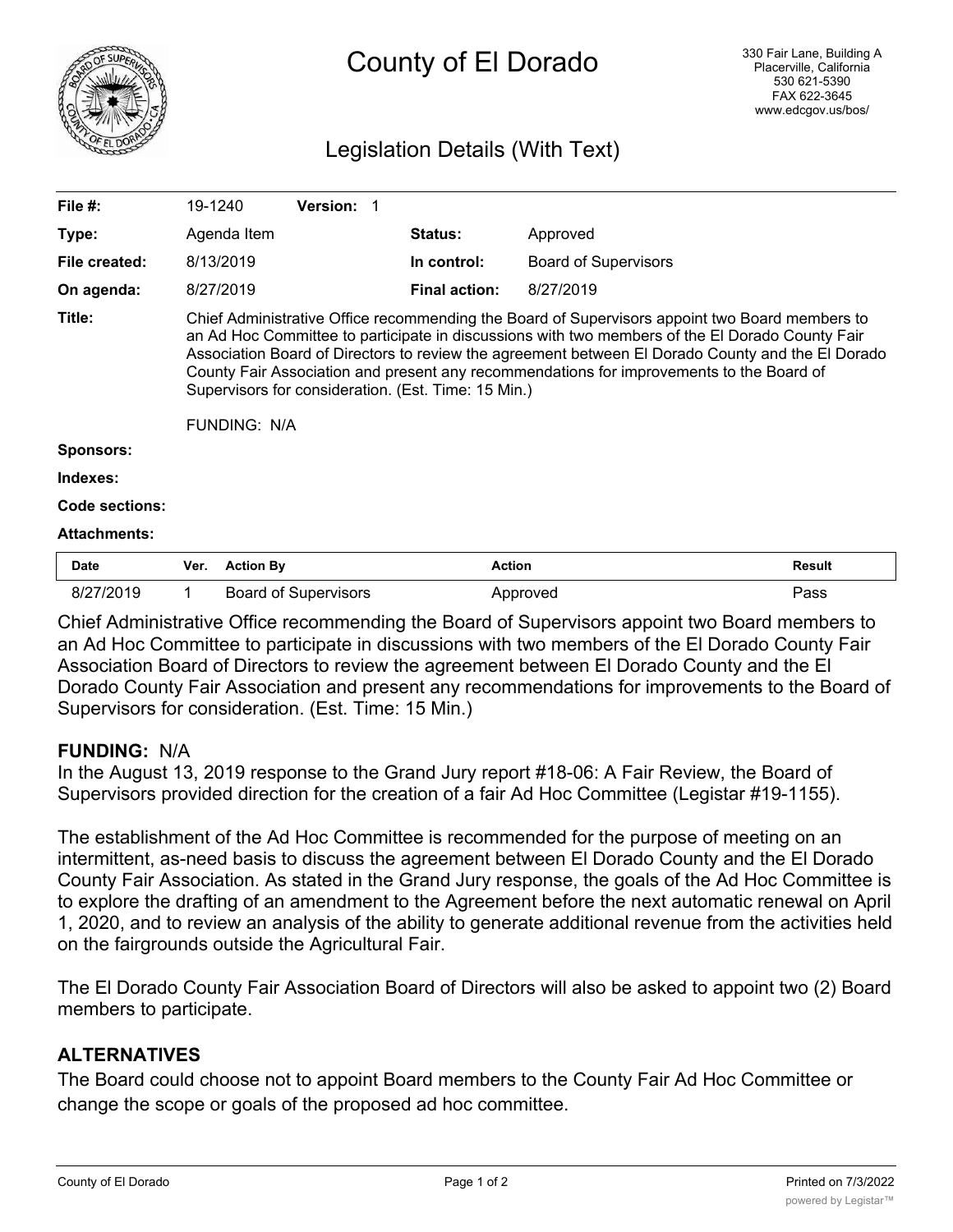# County of El Dorado

330 Fair Lane, Building A
Placerville, California
530 621-5390
FAX 622-3645
www.edcgov.us/bos/

## Legislation Details (With Text)

| | | | |
|---|---|---|---|
| **File #:** | 19-1240 **Version:** 1 | | |
| **Type:** | Agenda Item | **Status:** | Approved |
| **File created:** | 8/13/2019 | **In control:** | Board of Supervisors |
| **On agenda:** | 8/27/2019 | **Final action:** | 8/27/2019 |

**Title:** Chief Administrative Office recommending the Board of Supervisors appoint two Board members to an Ad Hoc Committee to participate in discussions with two members of the El Dorado County Fair Association Board of Directors to review the agreement between El Dorado County and the El Dorado County Fair Association and present any recommendations for improvements to the Board of Supervisors for consideration. (Est. Time: 15 Min.)

FUNDING: N/A

**Sponsors:**

**Indexes:**

**Code sections:**

**Attachments:**

| Date | Ver. | Action By | Action | Result |
|---|---|---|---|---|
| 8/27/2019 | 1 | Board of Supervisors | Approved | Pass |

Chief Administrative Office recommending the Board of Supervisors appoint two Board members to an Ad Hoc Committee to participate in discussions with two members of the El Dorado County Fair Association Board of Directors to review the agreement between El Dorado County and the El Dorado County Fair Association and present any recommendations for improvements to the Board of Supervisors for consideration. (Est. Time: 15 Min.)

**FUNDING:** N/A

In the August 13, 2019 response to the Grand Jury report #18-06: A Fair Review, the Board of Supervisors provided direction for the creation of a fair Ad Hoc Committee (Legistar #19-1155).

The establishment of the Ad Hoc Committee is recommended for the purpose of meeting on an intermittent, as-need basis to discuss the agreement between El Dorado County and the El Dorado County Fair Association. As stated in the Grand Jury response, the goals of the Ad Hoc Committee is to explore the drafting of an amendment to the Agreement before the next automatic renewal on April 1, 2020, and to review an analysis of the ability to generate additional revenue from the activities held on the fairgrounds outside the Agricultural Fair.

The El Dorado County Fair Association Board of Directors will also be asked to appoint two (2) Board members to participate.

## ALTERNATIVES

The Board could choose not to appoint Board members to the County Fair Ad Hoc Committee or change the scope or goals of the proposed ad hoc committee.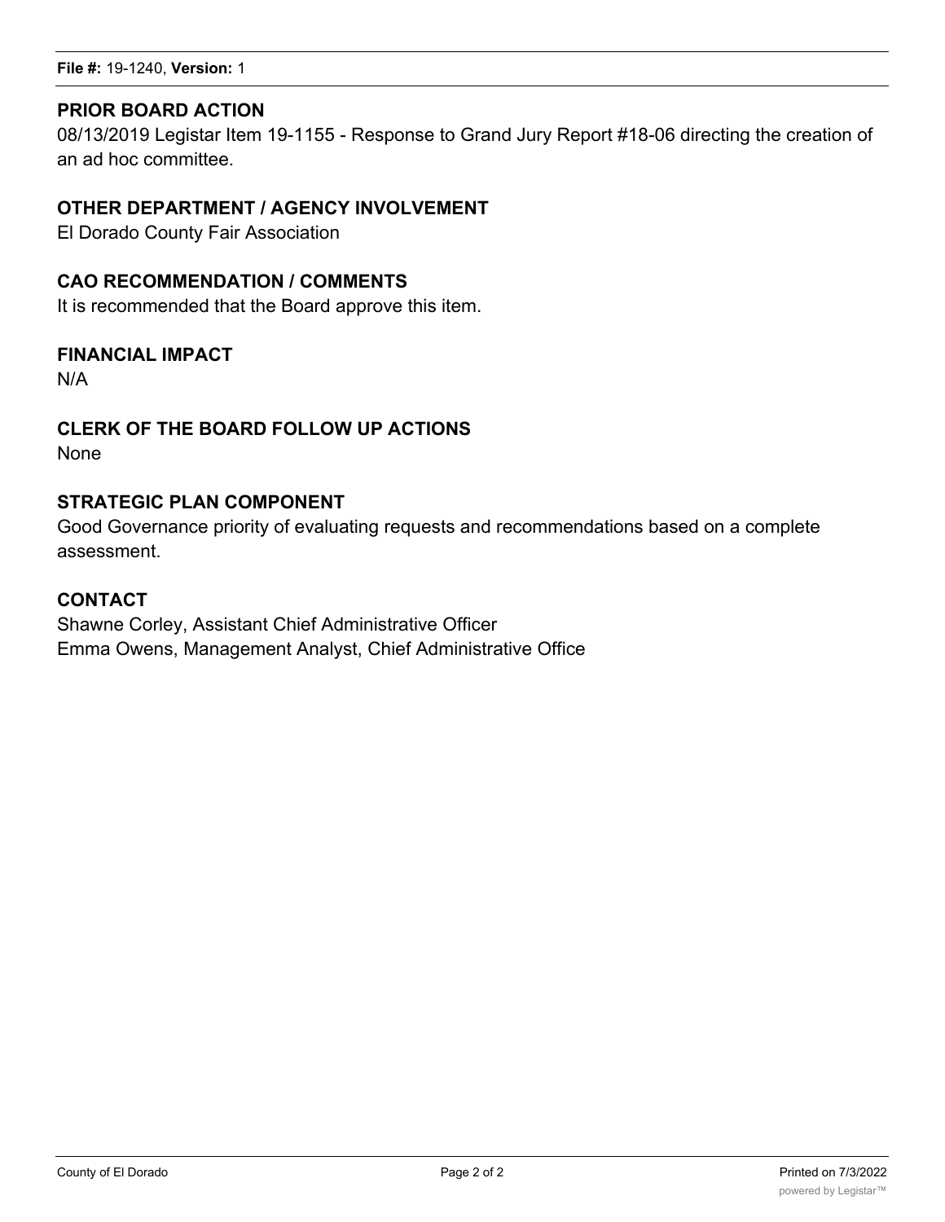**PRIOR BOARD ACTION**

08/13/2019 Legistar Item 19-1155 - Response to Grand Jury Report #18-06 directing the creation of an ad hoc committee.

**OTHER DEPARTMENT / AGENCY INVOLVEMENT**

El Dorado County Fair Association

**CAO RECOMMENDATION / COMMENTS**

It is recommended that the Board approve this item.

**FINANCIAL IMPACT**

N/A

**CLERK OF THE BOARD FOLLOW UP ACTIONS**

None

**STRATEGIC PLAN COMPONENT**

Good Governance priority of evaluating requests and recommendations based on a complete assessment.

**CONTACT**

Shawne Corley, Assistant Chief Administrative Officer
Emma Owens, Management Analyst, Chief Administrative Office